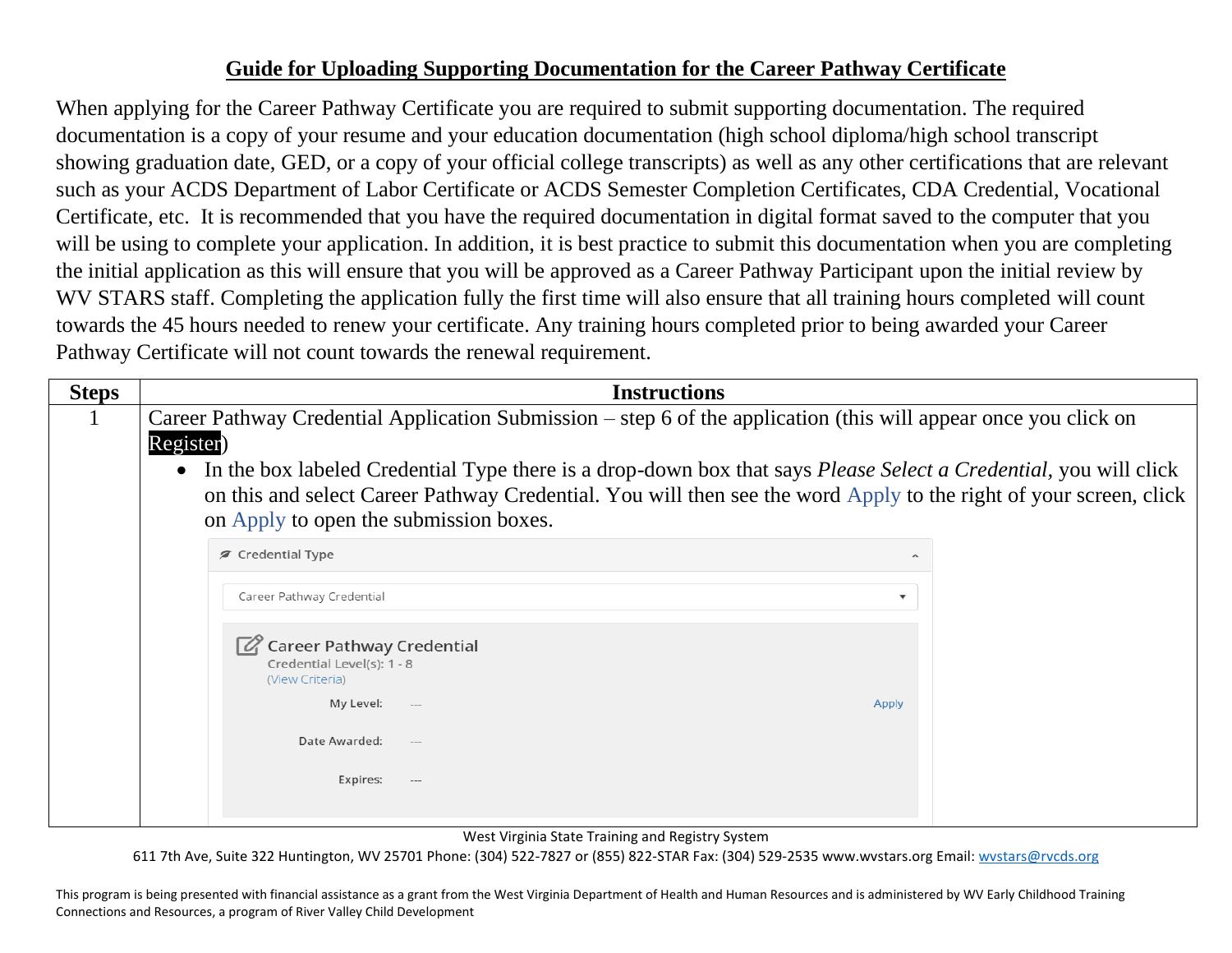# Guide for Uploading Supporting Documentation for the Career Pathway Certificate

When applying for the Career Pathway Certificate you are required to submit supporting documentation. The required documentation is a copy of your resume and your education documentation (high school diploma/high school transcript showing graduation date, GED, or a copy of your official college transcripts) as well as any other certifications that are relevant such as your ACDS Department of Labor Certificate or ACDS Semester Completion Certificates, CDA Credential, Vocational Certificate, etc. It is recommended that you have the required documentation in digital format saved to the computer that you will be using to complete your application. In addition, it is best practice to submit this documentation when you are completing the initial application as this will ensure that you will be approved as a Career Pathway Participant upon the initial review by WV STARS staff. Completing the application fully the first time will also ensure that all training hours completed will count towards the 45 hours needed to renew your certificate. Any training hours completed prior to being awarded your Career Pathway Certificate will not count towards the renewal requirement.

| Steps | Instructions |
|---|---|
| 1 | Career Pathway Credential Application Submission – step 6 of the application (this will appear once you click on Register)<br>• In the box labeled Credential Type there is a drop-down box that says *Please Select a Credential*, you will click on this and select Career Pathway Credential. You will then see the word Apply to the right of your screen, click on Apply to open the submission boxes.<br><br>Credential Type<br>Career Pathway Credential<br>Career Pathway Credential<br>Credential Level(s): 1 - 8<br>(View Criteria)<br>My Level: --- Apply<br>Date Awarded: ---<br>Expires: --- |

West Virginia State Training and Registry System

611 7th Ave, Suite 322 Huntington, WV 25701 Phone: (304) 522-7827 or (855) 822-STAR Fax: (304) 529-2535 www.wvstars.org Email: wvstars@rvcds.org

This program is being presented with financial assistance as a grant from the West Virginia Department of Health and Human Resources and is administered by WV Early Childhood Training Connections and Resources, a program of River Valley Child Development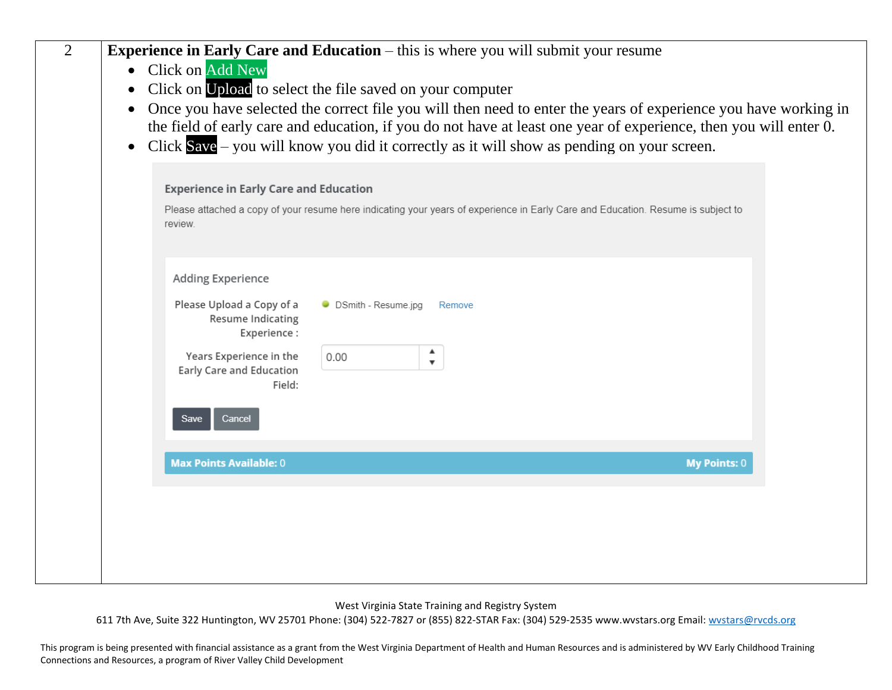| | |
|---|---|
| 2 | **Experience in Early Care and Education** – this is where you will submit your resume<br>• Click on Add New<br>• Click on Upload to select the file saved on your computer<br>• Once you have selected the correct file you will then need to enter the years of experience you have working in the field of early care and education, if you do not have at least one year of experience, then you will enter 0.<br>• Click Save – you will know you did it correctly as it will show as pending on your screen. |

Experience in Early Care and Education

Please attached a copy of your resume here indicating your years of experience in Early Care and Education. Resume is subject to review.

Adding Experience

Please Upload a Copy of a Resume Indicating Experience : DSmith - Resume.jpg Remove

Years Experience in the Early Care and Education Field: 0.00

Save Cancel

Max Points Available: 0 My Points: 0

West Virginia State Training and Registry System

611 7th Ave, Suite 322 Huntington, WV 25701 Phone: (304) 522-7827 or (855) 822-STAR Fax: (304) 529-2535 www.wvstars.org Email: wvstars@rvcds.org

This program is being presented with financial assistance as a grant from the West Virginia Department of Health and Human Resources and is administered by WV Early Childhood Training Connections and Resources, a program of River Valley Child Development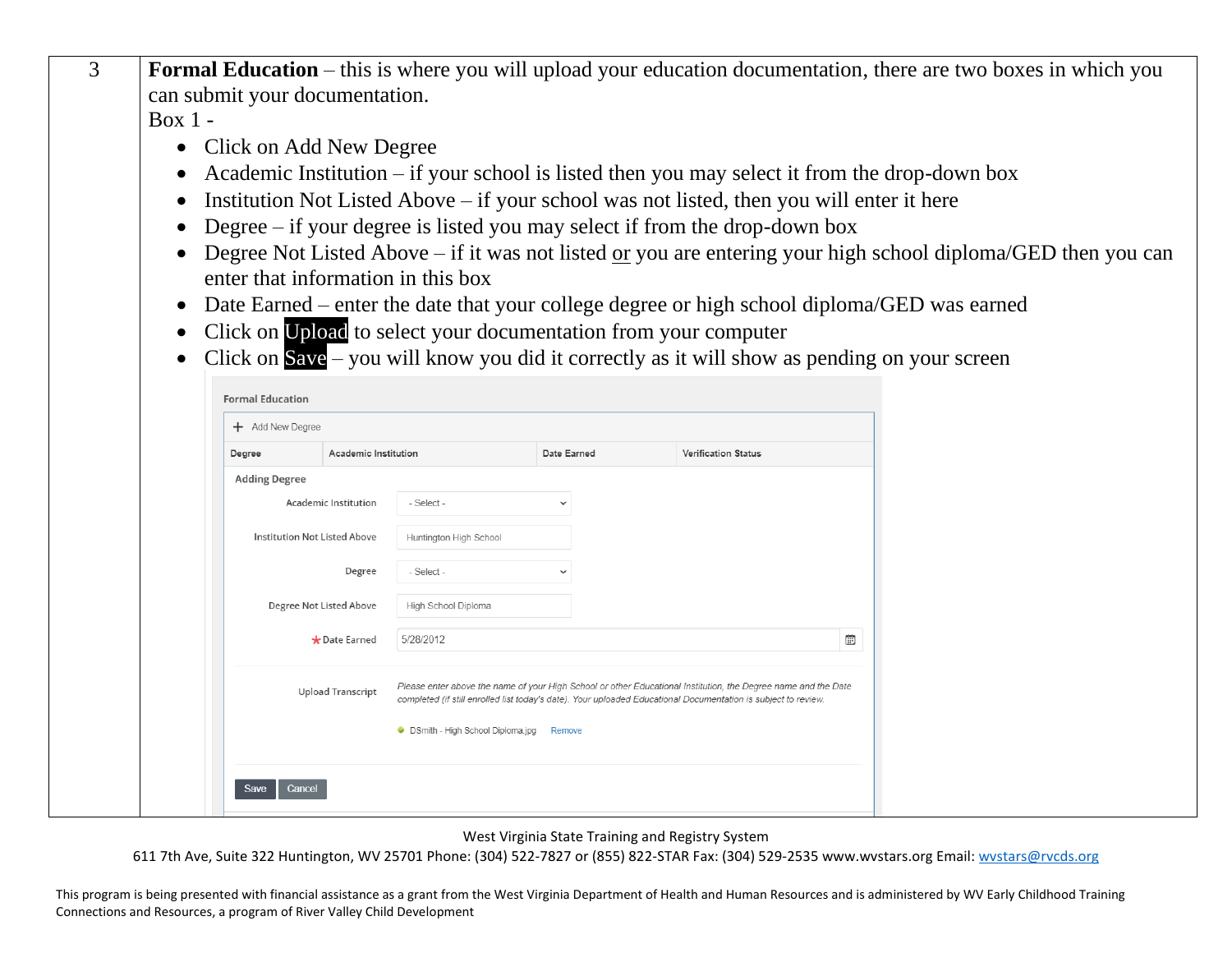| 3 | **Formal Education** – this is where you will upload your education documentation, there are two boxes in which you can submit your documentation. |
|---|---|

Box 1 -

- Click on Add New Degree
- Academic Institution – if your school is listed then you may select it from the drop-down box
- Institution Not Listed Above – if your school was not listed, then you will enter it here
- Degree – if your degree is listed you may select if from the drop-down box
- Degree Not Listed Above – if it was not listed <u>or</u> you are entering your high school diploma/GED then you can enter that information in this box
- Date Earned – enter the date that your college degree or high school diploma/GED was earned
- Click on Upload to select your documentation from your computer
- Click on Save – you will know you did it correctly as it will show as pending on your screen

Formal Education

+ Add New Degree

| Degree | Academic Institution | Date Earned | Verification Status |
|---|---|---|---|

Adding Degree

Academic Institution: - Select -

Institution Not Listed Above: Huntington High School

Degree: - Select -

Degree Not Listed Above: High School Diploma

★Date Earned: 5/28/2012

Upload Transcript: *Please enter above the name of your High School or other Educational Institution, the Degree name and the Date completed (if still enrolled list today's date). Your uploaded Educational Documentation is subject to review.*

DSmith - High School Diploma.jpg Remove

Save Cancel

West Virginia State Training and Registry System

611 7th Ave, Suite 322 Huntington, WV 25701 Phone: (304) 522-7827 or (855) 822-STAR Fax: (304) 529-2535 www.wvstars.org Email: wvstars@rvcds.org

This program is being presented with financial assistance as a grant from the West Virginia Department of Health and Human Resources and is administered by WV Early Childhood Training Connections and Resources, a program of River Valley Child Development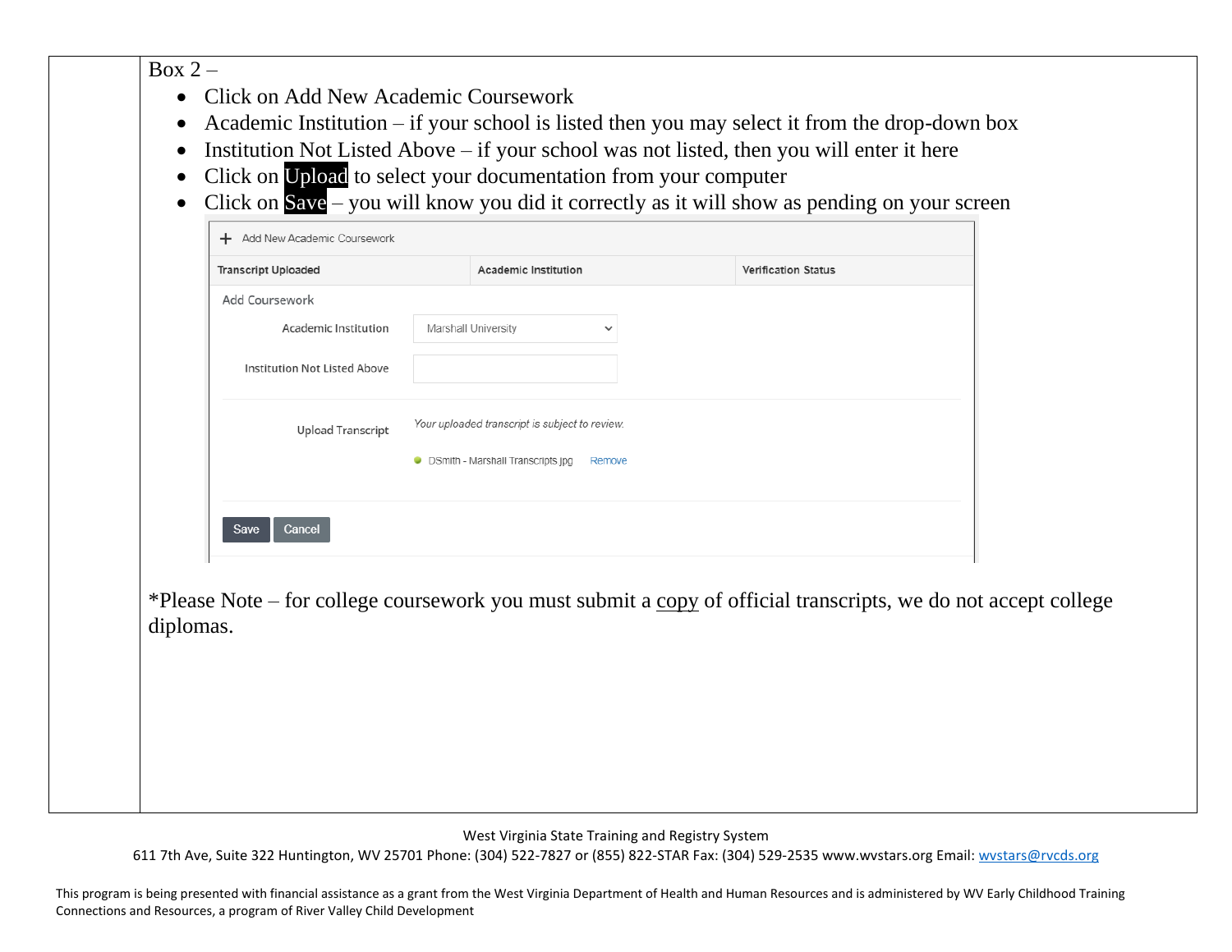Box 2 –

- Click on Add New Academic Coursework
- Academic Institution – if your school is listed then you may select it from the drop-down box
- Institution Not Listed Above – if your school was not listed, then you will enter it here
- Click on Upload to select your documentation from your computer
- Click on Save – you will know you did it correctly as it will show as pending on your screen

+ Add New Academic Coursework

| Transcript Uploaded | Academic Institution | Verification Status |
| --- | --- | --- |

Add Coursework

Academic Institution: Marshall University

Institution Not Listed Above:

Upload Transcript: *Your uploaded transcript is subject to review.*

DSmith - Marshall Transcripts.jpg Remove

Save Cancel

*Please Note – for college coursework you must submit a copy of official transcripts, we do not accept college diplomas.

West Virginia State Training and Registry System

611 7th Ave, Suite 322 Huntington, WV 25701 Phone: (304) 522-7827 or (855) 822-STAR Fax: (304) 529-2535 www.wvstars.org Email: wvstars@rvcds.org

This program is being presented with financial assistance as a grant from the West Virginia Department of Health and Human Resources and is administered by WV Early Childhood Training Connections and Resources, a program of River Valley Child Development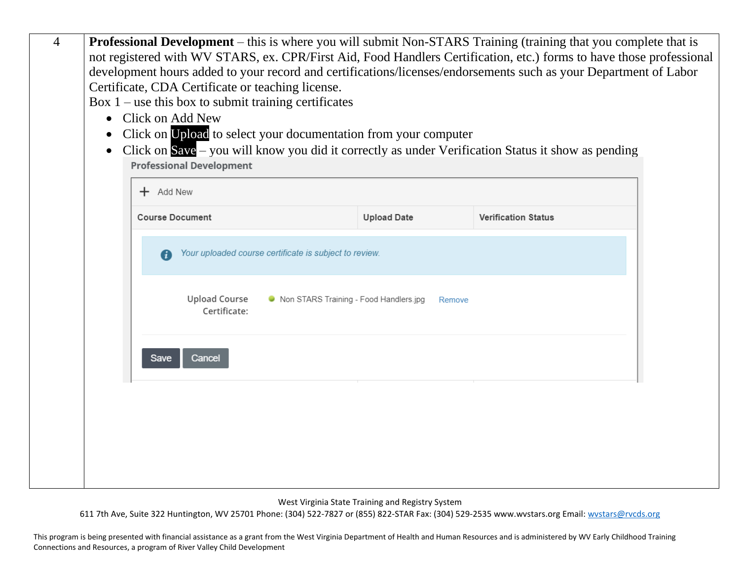| | |
|---|---|
| 4 | **Professional Development** – this is where you will submit Non-STARS Training (training that you complete that is not registered with WV STARS, ex. CPR/First Aid, Food Handlers Certification, etc.) forms to have those professional development hours added to your record and certifications/licenses/endorsements such as your Department of Labor Certificate, CDA Certificate or teaching license.<br>Box 1 – use this box to submit training certificates<br>• Click on Add New<br>• Click on Upload to select your documentation from your computer<br>• Click on Save – you will know you did it correctly as under Verification Status it show as pending<br><br>Professional Development<br>+ Add New<br>Course Document \| Upload Date \| Verification Status<br>*Your uploaded course certificate is subject to review.*<br>Upload Course Certificate: Non STARS Training - Food Handlers.jpg Remove<br>Save Cancel |

West Virginia State Training and Registry System

611 7th Ave, Suite 322 Huntington, WV 25701 Phone: (304) 522-7827 or (855) 822-STAR Fax: (304) 529-2535 www.wvstars.org Email: wvstars@rvcds.org

This program is being presented with financial assistance as a grant from the West Virginia Department of Health and Human Resources and is administered by WV Early Childhood Training Connections and Resources, a program of River Valley Child Development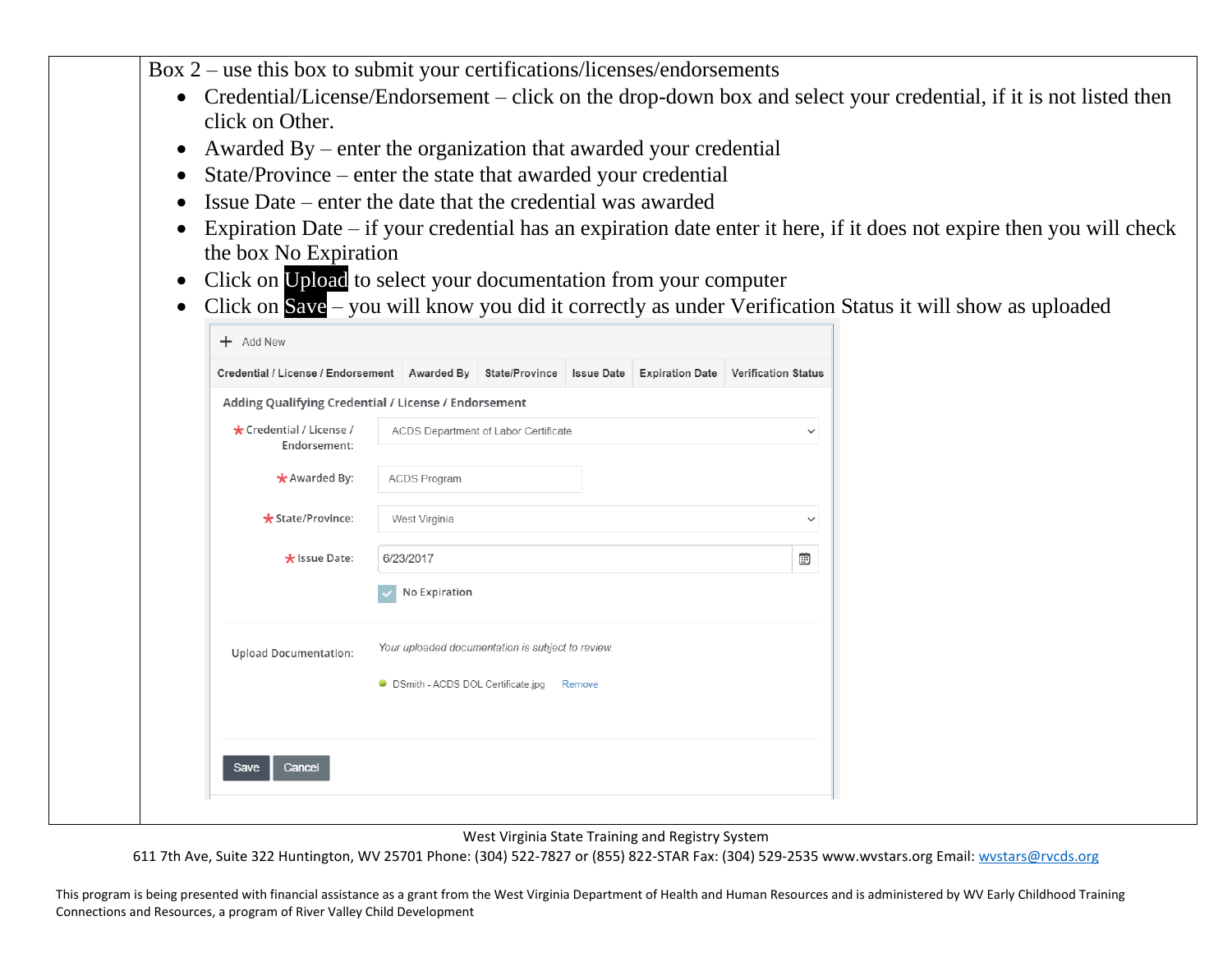Box 2 – use this box to submit your certifications/licenses/endorsements

- Credential/License/Endorsement – click on the drop-down box and select your credential, if it is not listed then click on Other.
- Awarded By – enter the organization that awarded your credential
- State/Province – enter the state that awarded your credential
- Issue Date – enter the date that the credential was awarded
- Expiration Date – if your credential has an expiration date enter it here, if it does not expire then you will check the box No Expiration
- Click on **Upload** to select your documentation from your computer
- Click on **Save** – you will know you did it correctly as under Verification Status it will show as uploaded

+ Add New

| Credential / License / Endorsement | Awarded By | State/Province | Issue Date | Expiration Date | Verification Status |
|---|---|---|---|---|---|

Adding Qualifying Credential / License / Endorsement

*Credential / License / Endorsement: ACDS Department of Labor Certificate

*Awarded By: ACDS Program

*State/Province: West Virginia

*Issue Date: 6/23/2017

☑ No Expiration

Upload Documentation: *Your uploaded documentation is subject to review.*

DSmith - ACDS DOL Certificate.jpg Remove

Save Cancel

West Virginia State Training and Registry System

611 7th Ave, Suite 322 Huntington, WV 25701 Phone: (304) 522-7827 or (855) 822-STAR Fax: (304) 529-2535 www.wvstars.org Email: wvstars@rvcds.org

This program is being presented with financial assistance as a grant from the West Virginia Department of Health and Human Resources and is administered by WV Early Childhood Training Connections and Resources, a program of River Valley Child Development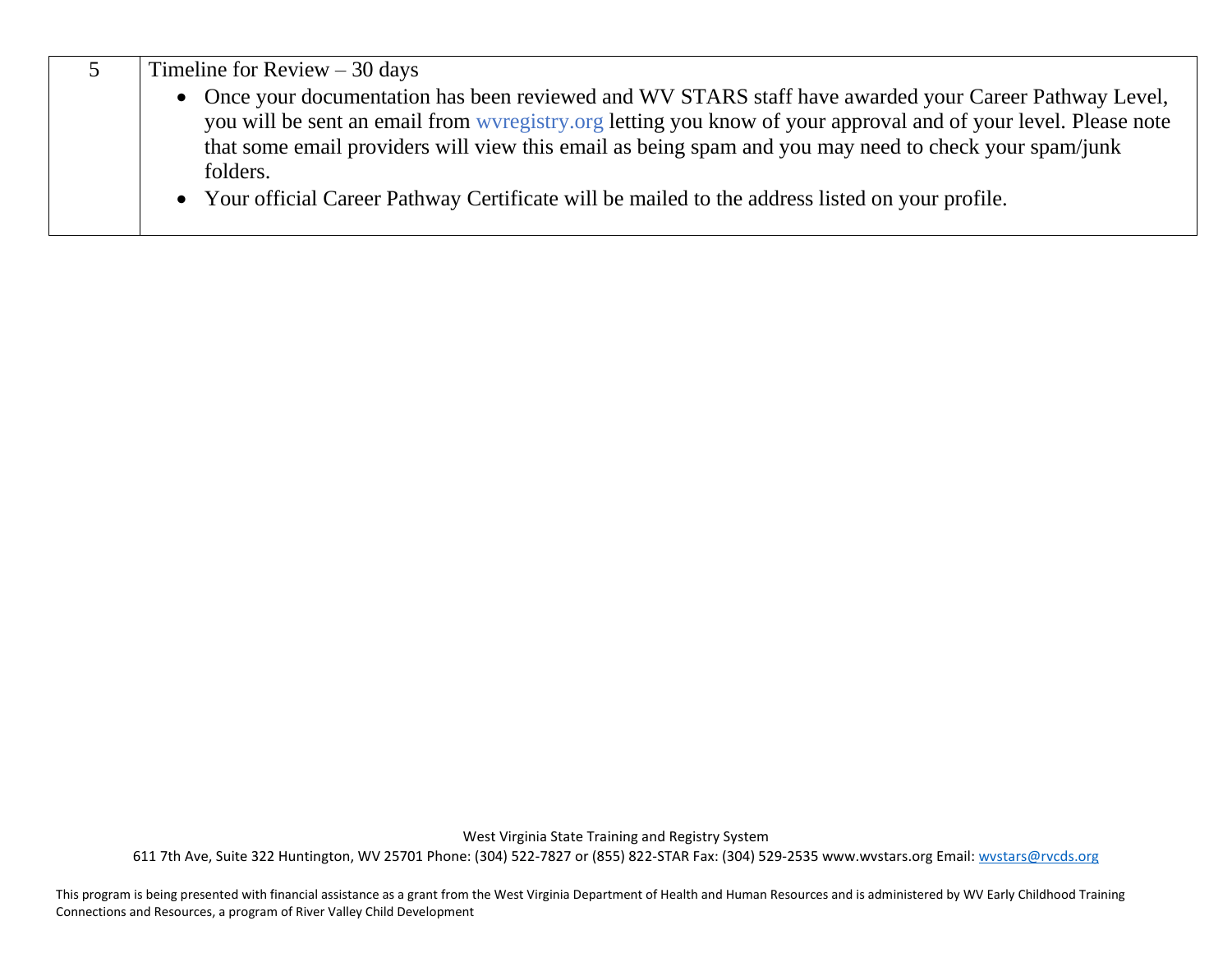| | |
|---|---|
| 5 | Timeline for Review – 30 days<br>• Once your documentation has been reviewed and WV STARS staff have awarded your Career Pathway Level, you will be sent an email from wvregistry.org letting you know of your approval and of your level. Please note that some email providers will view this email as being spam and you may need to check your spam/junk folders.<br>• Your official Career Pathway Certificate will be mailed to the address listed on your profile. |

West Virginia State Training and Registry System

611 7th Ave, Suite 322 Huntington, WV 25701 Phone: (304) 522-7827 or (855) 822-STAR Fax: (304) 529-2535 www.wvstars.org Email: wvstars@rvcds.org

This program is being presented with financial assistance as a grant from the West Virginia Department of Health and Human Resources and is administered by WV Early Childhood Training Connections and Resources, a program of River Valley Child Development